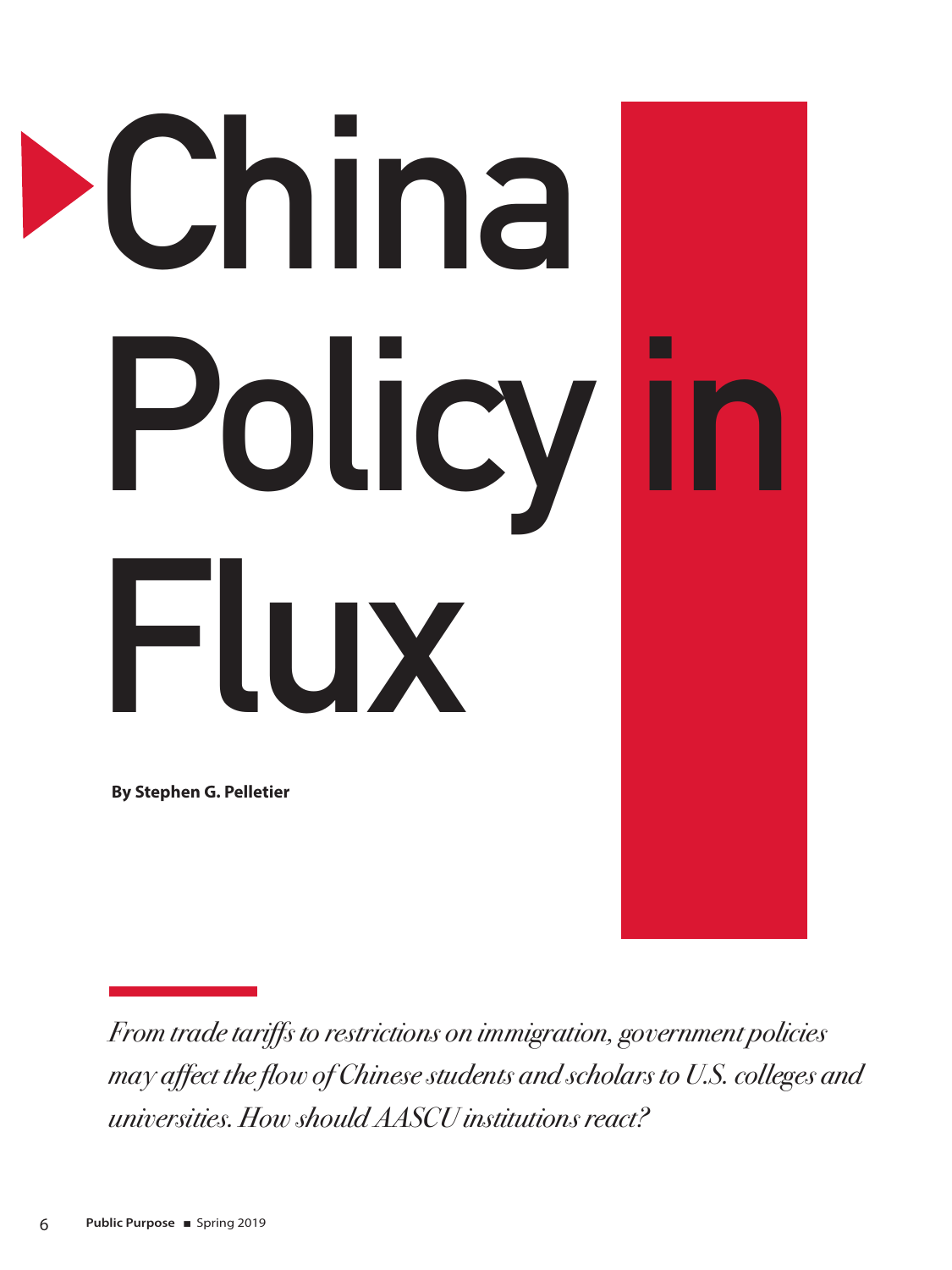# China Policy in Flux

**By Stephen G. Pelletier**

*From trade tariffs to restrictions on immigration, government policies may affect the flow of Chinese students and scholars to U.S. colleges and universities. How should AASCU institutions react?*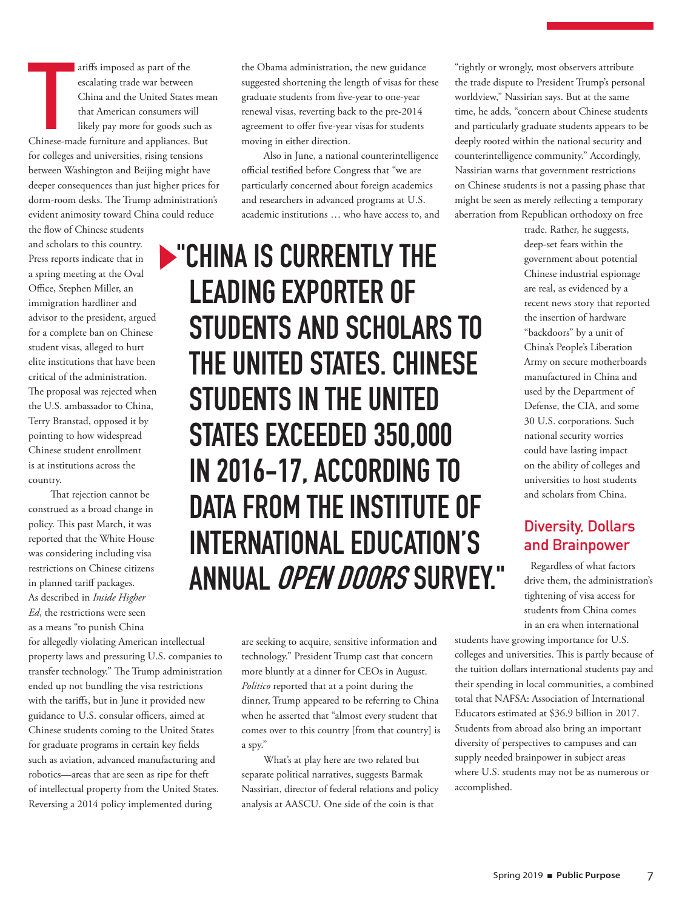Tariffs imposed as part of the escalating trade war between China and the United States mean that American consumers will likely pay more for goods such as Chinese-made furniture and appliances. But for colleges and universities, rising tensions between Washington and Beijing might have deeper consequences than just higher prices for dorm-room desks. The Trump administration's evident animosity toward China could reduce the flow of Chinese students and scholars to this country. Press reports indicate that in a spring meeting at the Oval Office, Stephen Miller, an immigration hardliner and advisor to the president, argued for a complete ban on Chinese student visas, alleged to hurt elite institutions that have been critical of the administration. The proposal was rejected when the U.S. ambassador to China, Terry Branstad, opposed it by pointing to how widespread Chinese student enrollment is at institutions across the country.

That rejection cannot be construed as a broad change in policy. This past March, it was reported that the White House was considering including visa restrictions on Chinese citizens in planned tariff packages. As described in *Inside Higher Ed*, the restrictions were seen as a means "to punish China for allegedly violating American intellectual property laws and pressuring U.S. companies to transfer technology." The Trump administration ended up not bundling the visa restrictions with the tariffs, but in June it provided new guidance to U.S. consular officers, aimed at Chinese students coming to the United States for graduate programs in certain key fields such as aviation, advanced manufacturing and robotics—areas that are seen as ripe for theft of intellectual property from the United States. Reversing a 2014 policy implemented during the Obama administration, the new guidance suggested shortening the length of visas for these graduate students from five-year to one-year renewal visas, reverting back to the pre-2014 agreement to offer five-year visas for students moving in either direction.

Also in June, a national counterintelligence official testified before Congress that "we are particularly concerned about foreign academics and researchers in advanced programs at U.S. academic institutions … who have access to, and are seeking to acquire, sensitive information and technology." President Trump cast that concern more bluntly at a dinner for CEOs in August. *Politico* reported that at a point during the dinner, Trump appeared to be referring to China when he asserted that "almost every student that comes over to this country [from that country] is a spy."

> **"CHINA IS CURRENTLY THE LEADING EXPORTER OF STUDENTS AND SCHOLARS TO THE UNITED STATES. CHINESE STUDENTS IN THE UNITED STATES EXCEEDED 350,000 IN 2016–17, ACCORDING TO DATA FROM THE INSTITUTE OF INTERNATIONAL EDUCATION'S ANNUAL *OPEN DOORS* SURVEY."**

What's at play here are two related but separate political narratives, suggests Barmak Nassirian, director of federal relations and policy analysis at AASCU. One side of the coin is that "rightly or wrongly, most observers attribute the trade dispute to President Trump's personal worldview," Nassirian says. But at the same time, he adds, "concern about Chinese students and particularly graduate students appears to be deeply rooted within the national security and counterintelligence community." Accordingly, Nassirian warns that government restrictions on Chinese students is not a passing phase that might be seen as merely reflecting a temporary aberration from Republican orthodoxy on free trade. Rather, he suggests, deep-set fears within the government about potential Chinese industrial espionage are real, as evidenced by a recent news story that reported the insertion of hardware "backdoors" by a unit of China's People's Liberation Army on secure motherboards manufactured in China and used by the Department of Defense, the CIA, and some 30 U.S. corporations. Such national security worries could have lasting impact on the ability of colleges and universities to host students and scholars from China.

## Diversity, Dollars and Brainpower

Regardless of what factors drive them, the administration's tightening of visa access for students from China comes in an era when international students have growing importance for U.S. colleges and universities. This is partly because of the tuition dollars international students pay and their spending in local communities, a combined total that NAFSA: Association of International Educators estimated at $36.9 billion in 2017. Students from abroad also bring an important diversity of perspectives to campuses and can supply needed brainpower in subject areas where U.S. students may not be as numerous or accomplished.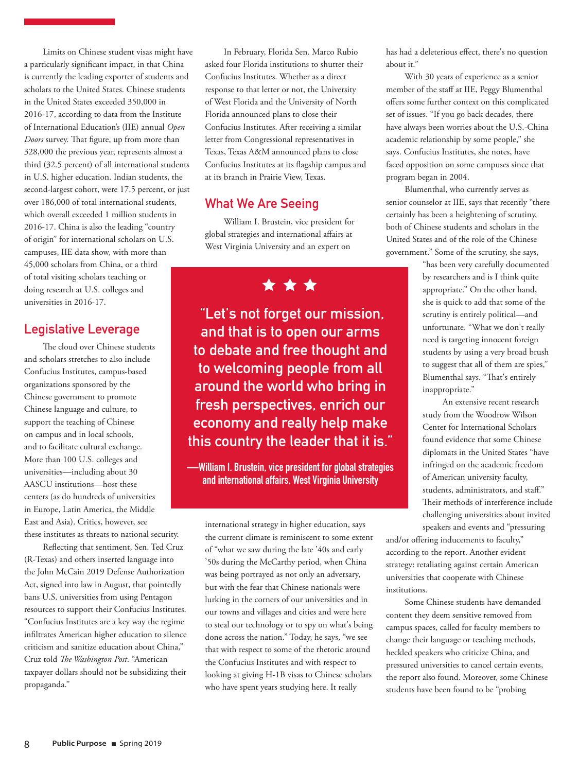Limits on Chinese student visas might have a particularly significant impact, in that China is currently the leading exporter of students and scholars to the United States. Chinese students in the United States exceeded 350,000 in 2016-17, according to data from the Institute of International Education's (IIE) annual *Open Doors* survey. That figure, up from more than 328,000 the previous year, represents almost a third (32.5 percent) of all international students in U.S. higher education. Indian students, the second-largest cohort, were 17.5 percent, or just over 186,000 of total international students, which overall exceeded 1 million students in 2016-17. China is also the leading "country of origin" for international scholars on U.S. campuses, IIE data show, with more than 45,000 scholars from China, or a third of total visiting scholars teaching or doing research at U.S. colleges and universities in 2016-17.

## Legislative Leverage

The cloud over Chinese students and scholars stretches to also include Confucius Institutes, campus-based organizations sponsored by the Chinese government to promote Chinese language and culture, to support the teaching of Chinese on campus and in local schools, and to facilitate cultural exchange. More than 100 U.S. colleges and universities—including about 30 AASCU institutions—host these centers (as do hundreds of universities in Europe, Latin America, the Middle East and Asia). Critics, however, see these institutes as threats to national security.

Reflecting that sentiment, Sen. Ted Cruz (R-Texas) and others inserted language into the John McCain 2019 Defense Authorization Act, signed into law in August, that pointedly bans U.S. universities from using Pentagon resources to support their Confucius Institutes. "Confucius Institutes are a key way the regime infiltrates American higher education to silence criticism and sanitize education about China," Cruz told *The Washington Post*. "American taxpayer dollars should not be subsidizing their propaganda."

In February, Florida Sen. Marco Rubio asked four Florida institutions to shutter their Confucius Institutes. Whether as a direct response to that letter or not, the University of West Florida and the University of North Florida announced plans to close their Confucius Institutes. After receiving a similar letter from Congressional representatives in Texas, Texas A&M announced plans to close Confucius Institutes at its flagship campus and at its branch in Prairie View, Texas.

## What We Are Seeing

William I. Brustein, vice president for global strategies and international affairs at West Virginia University and an expert on international strategy in higher education, says the current climate is reminiscent to some extent of "what we saw during the late '40s and early '50s during the McCarthy period, when China was being portrayed as not only an adversary, but with the fear that Chinese nationals were lurking in the corners of our universities and in our towns and villages and cities and were here to steal our technology or to spy on what's being done across the nation." Today, he says, "we see that with respect to some of the rhetoric around the Confucius Institutes and with respect to looking at giving H-1B visas to Chinese scholars who have spent years studying here. It really has had a deleterious effect, there's no question about it."

> ★ ★ ★
>
> **"Let's not forget our mission, and that is to open our arms to debate and free thought and to welcoming people from all around the world who bring in fresh perspectives, enrich our economy and really help make this country the leader that it is."**
>
> **—William I. Brustein, vice president for global strategies and international affairs, West Virginia University**

With 30 years of experience as a senior member of the staff at IIE, Peggy Blumenthal offers some further context on this complicated set of issues. "If you go back decades, there have always been worries about the U.S.-China academic relationship by some people," she says. Confucius Institutes, she notes, have faced opposition on some campuses since that program began in 2004.

Blumenthal, who currently serves as senior counselor at IIE, says that recently "there certainly has been a heightening of scrutiny, both of Chinese students and scholars in the United States and of the role of the Chinese government." Some of the scrutiny, she says, "has been very carefully documented by researchers and is I think quite appropriate." On the other hand, she is quick to add that some of the scrutiny is entirely political—and unfortunate. "What we don't really need is targeting innocent foreign students by using a very broad brush to suggest that all of them are spies," Blumenthal says. "That's entirely inappropriate."

An extensive recent research study from the Woodrow Wilson Center for International Scholars found evidence that some Chinese diplomats in the United States "have infringed on the academic freedom of American university faculty, students, administrators, and staff." Their methods of interference include challenging universities about invited speakers and events and "pressuring and/or offering inducements to faculty," according to the report. Another evident strategy: retaliating against certain American universities that cooperate with Chinese institutions.

Some Chinese students have demanded content they deem sensitive removed from campus spaces, called for faculty members to change their language or teaching methods, heckled speakers who criticize China, and pressured universities to cancel certain events, the report also found. Moreover, some Chinese students have been found to be "probing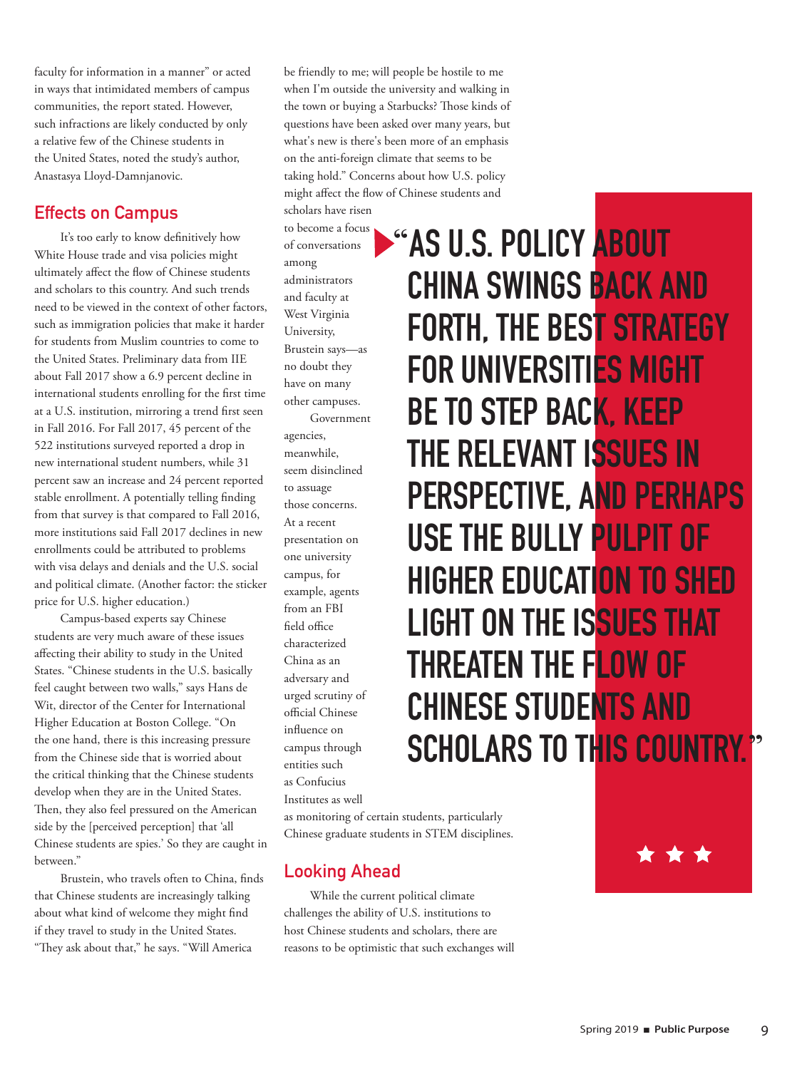faculty for information in a manner" or acted in ways that intimidated members of campus communities, the report stated. However, such infractions are likely conducted by only a relative few of the Chinese students in the United States, noted the study's author, Anastasya Lloyd-Damnjanovic.

## Effects on Campus

It's too early to know definitively how White House trade and visa policies might ultimately affect the flow of Chinese students and scholars to this country. And such trends need to be viewed in the context of other factors, such as immigration policies that make it harder for students from Muslim countries to come to the United States. Preliminary data from IIE about Fall 2017 show a 6.9 percent decline in international students enrolling for the first time at a U.S. institution, mirroring a trend first seen in Fall 2016. For Fall 2017, 45 percent of the 522 institutions surveyed reported a drop in new international student numbers, while 31 percent saw an increase and 24 percent reported stable enrollment. A potentially telling finding from that survey is that compared to Fall 2016, more institutions said Fall 2017 declines in new enrollments could be attributed to problems with visa delays and denials and the U.S. social and political climate. (Another factor: the sticker price for U.S. higher education.)

Campus-based experts say Chinese students are very much aware of these issues affecting their ability to study in the United States. "Chinese students in the U.S. basically feel caught between two walls," says Hans de Wit, director of the Center for International Higher Education at Boston College. "On the one hand, there is this increasing pressure from the Chinese side that is worried about the critical thinking that the Chinese students develop when they are in the United States. Then, they also feel pressured on the American side by the [perceived perception] that 'all Chinese students are spies.' So they are caught in between."

Brustein, who travels often to China, finds that Chinese students are increasingly talking about what kind of welcome they might find if they travel to study in the United States. "They ask about that," he says. "Will America be friendly to me; will people be hostile to me when I'm outside the university and walking in the town or buying a Starbucks? Those kinds of questions have been asked over many years, but what's new is there's been more of an emphasis on the anti-foreign climate that seems to be taking hold." Concerns about how U.S. policy might affect the flow of Chinese students and scholars have risen to become a focus of conversations among administrators and faculty at West Virginia University, Brustein says—as no doubt they have on many other campuses.

Government agencies, meanwhile, seem disinclined to assuage those concerns. At a recent presentation on one university campus, for example, agents from an FBI field office characterized China as an adversary and urged scrutiny of official Chinese influence on campus through entities such as Confucius Institutes as well as monitoring of certain students, particularly Chinese graduate students in STEM disciplines.

> **"AS U.S. POLICY ABOUT CHINA SWINGS BACK AND FORTH, THE BEST STRATEGY FOR UNIVERSITIES MIGHT BE TO STEP BACK, KEEP THE RELEVANT ISSUES IN PERSPECTIVE, AND PERHAPS USE THE BULLY PULPIT OF HIGHER EDUCATION TO SHED LIGHT ON THE ISSUES THAT THREATEN THE FLOW OF CHINESE STUDENTS AND SCHOLARS TO THIS COUNTRY."**

## Looking Ahead

While the current political climate challenges the ability of U.S. institutions to host Chinese students and scholars, there are reasons to be optimistic that such exchanges will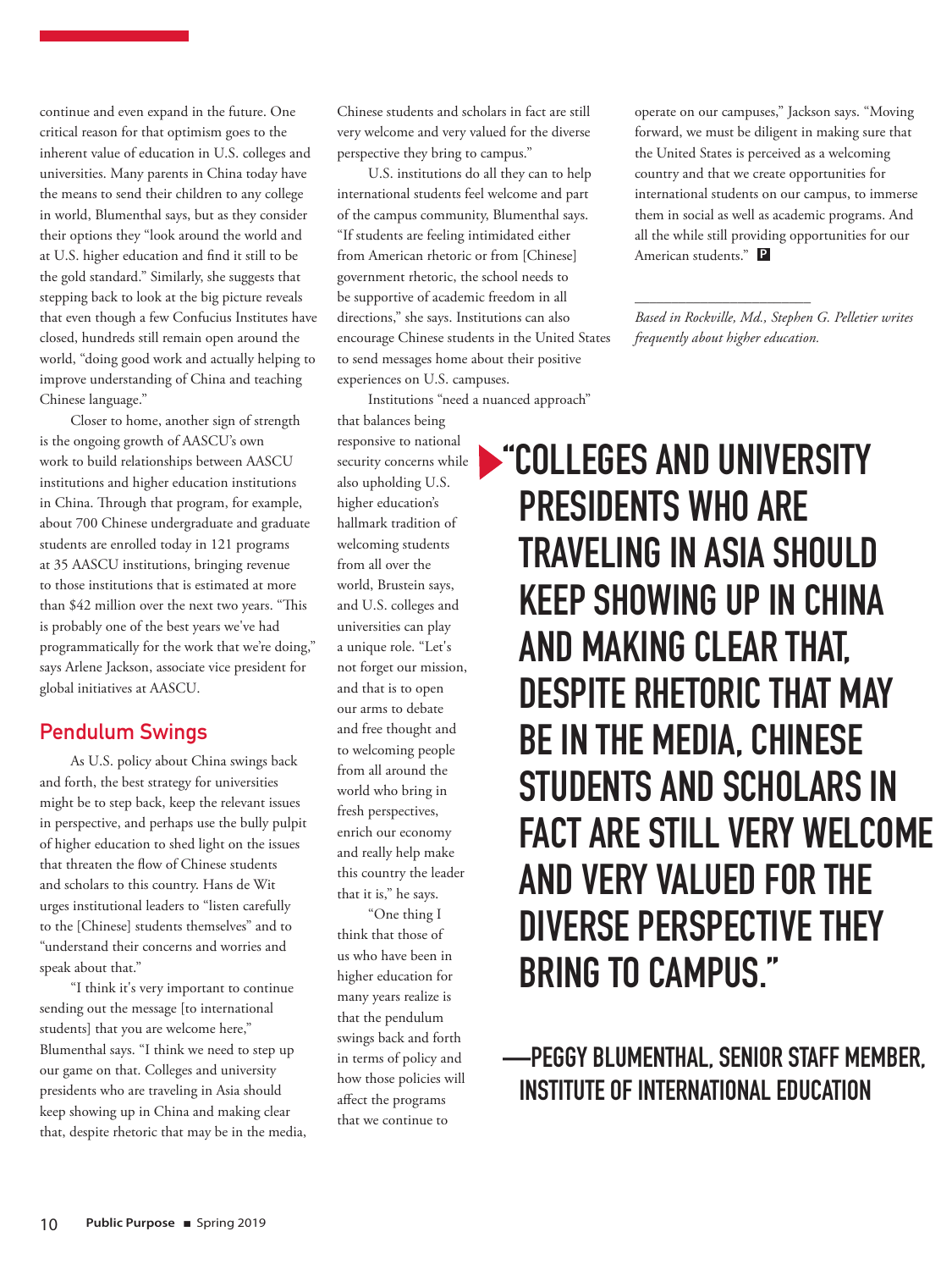continue and even expand in the future. One critical reason for that optimism goes to the inherent value of education in U.S. colleges and universities. Many parents in China today have the means to send their children to any college in world, Blumenthal says, but as they consider their options they "look around the world and at U.S. higher education and find it still to be the gold standard." Similarly, she suggests that stepping back to look at the big picture reveals that even though a few Confucius Institutes have closed, hundreds still remain open around the world, "doing good work and actually helping to improve understanding of China and teaching Chinese language."

Closer to home, another sign of strength is the ongoing growth of AASCU's own work to build relationships between AASCU institutions and higher education institutions in China. Through that program, for example, about 700 Chinese undergraduate and graduate students are enrolled today in 121 programs at 35 AASCU institutions, bringing revenue to those institutions that is estimated at more than $42 million over the next two years. "This is probably one of the best years we've had programmatically for the work that we're doing," says Arlene Jackson, associate vice president for global initiatives at AASCU.

## Pendulum Swings

As U.S. policy about China swings back and forth, the best strategy for universities might be to step back, keep the relevant issues in perspective, and perhaps use the bully pulpit of higher education to shed light on the issues that threaten the flow of Chinese students and scholars to this country. Hans de Wit urges institutional leaders to "listen carefully to the [Chinese] students themselves" and to "understand their concerns and worries and speak about that."

"I think it's very important to continue sending out the message [to international students] that you are welcome here," Blumenthal says. "I think we need to step up our game on that. Colleges and university presidents who are traveling in Asia should keep showing up in China and making clear that, despite rhetoric that may be in the media, Chinese students and scholars in fact are still very welcome and very valued for the diverse perspective they bring to campus."

U.S. institutions do all they can to help international students feel welcome and part of the campus community, Blumenthal says. "If students are feeling intimidated either from American rhetoric or from [Chinese] government rhetoric, the school needs to be supportive of academic freedom in all directions," she says. Institutions can also encourage Chinese students in the United States to send messages home about their positive experiences on U.S. campuses.

Institutions "need a nuanced approach" that balances being responsive to national security concerns while also upholding U.S. higher education's hallmark tradition of welcoming students from all over the world, Brustein says, and U.S. colleges and universities can play a unique role. "Let's not forget our mission, and that is to open our arms to debate and free thought and to welcoming people from all around the world who bring in fresh perspectives, enrich our economy and really help make this country the leader that it is," he says.

"One thing I think that those of us who have been in higher education for many years realize is that the pendulum swings back and forth in terms of policy and how those policies will affect the programs that we continue to operate on our campuses," Jackson says. "Moving forward, we must be diligent in making sure that the United States is perceived as a welcoming country and that we create opportunities for international students on our campus, to immerse them in social as well as academic programs. And all the while still providing opportunities for our American students."

> **"COLLEGES AND UNIVERSITY PRESIDENTS WHO ARE TRAVELING IN ASIA SHOULD KEEP SHOWING UP IN CHINA AND MAKING CLEAR THAT, DESPITE RHETORIC THAT MAY BE IN THE MEDIA, CHINESE STUDENTS AND SCHOLARS IN FACT ARE STILL VERY WELCOME AND VERY VALUED FOR THE DIVERSE PERSPECTIVE THEY BRING TO CAMPUS."**
>
> **—PEGGY BLUMENTHAL, SENIOR STAFF MEMBER, INSTITUTE OF INTERNATIONAL EDUCATION**

---

*Based in Rockville, Md., Stephen G. Pelletier writes frequently about higher education.*